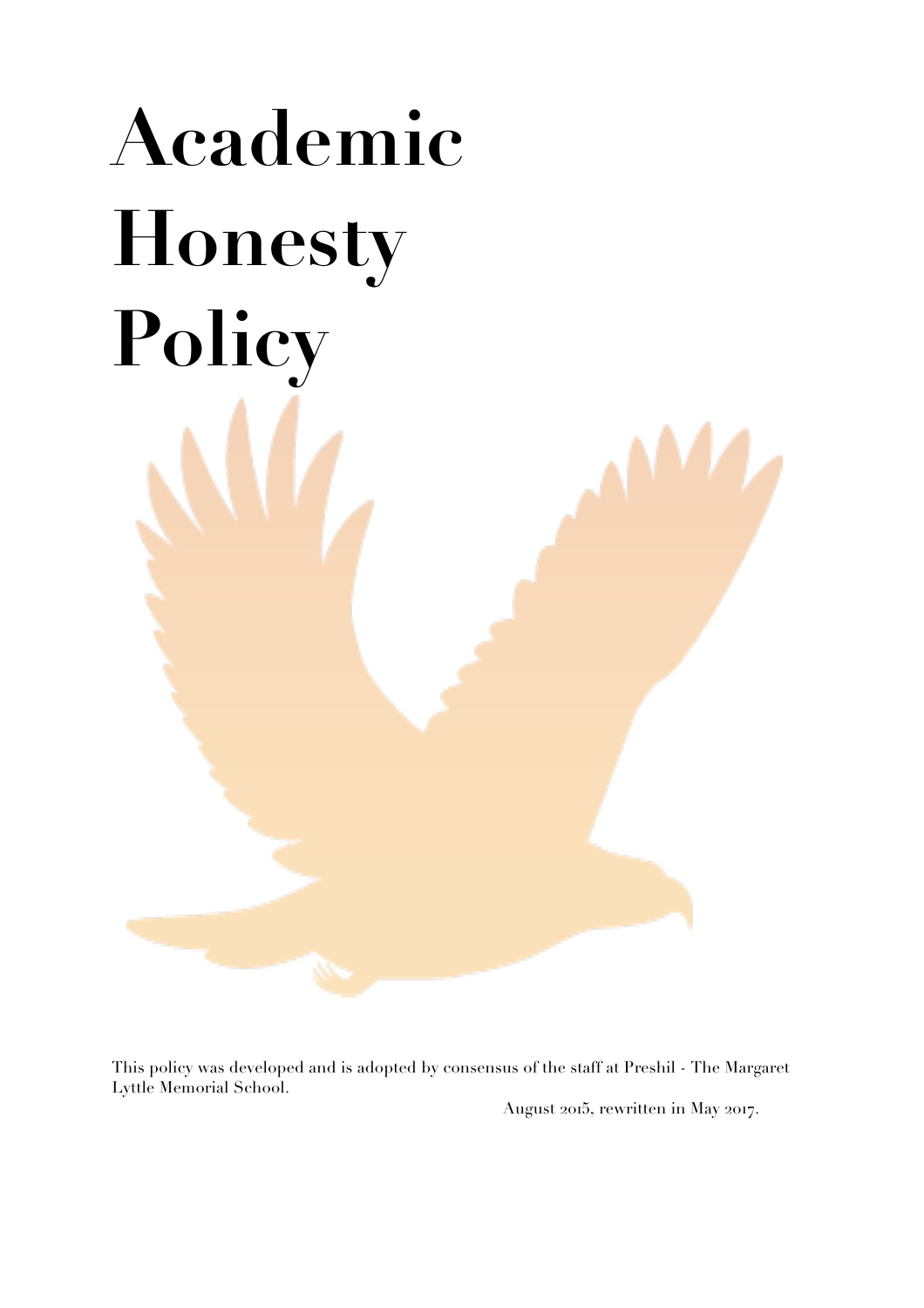# Academic Honesty Policy

This policy was developed and is adopted by consensus of the staff at Preshil - The Margaret Lyttle Memorial School.

August 2015, rewritten in May 2017.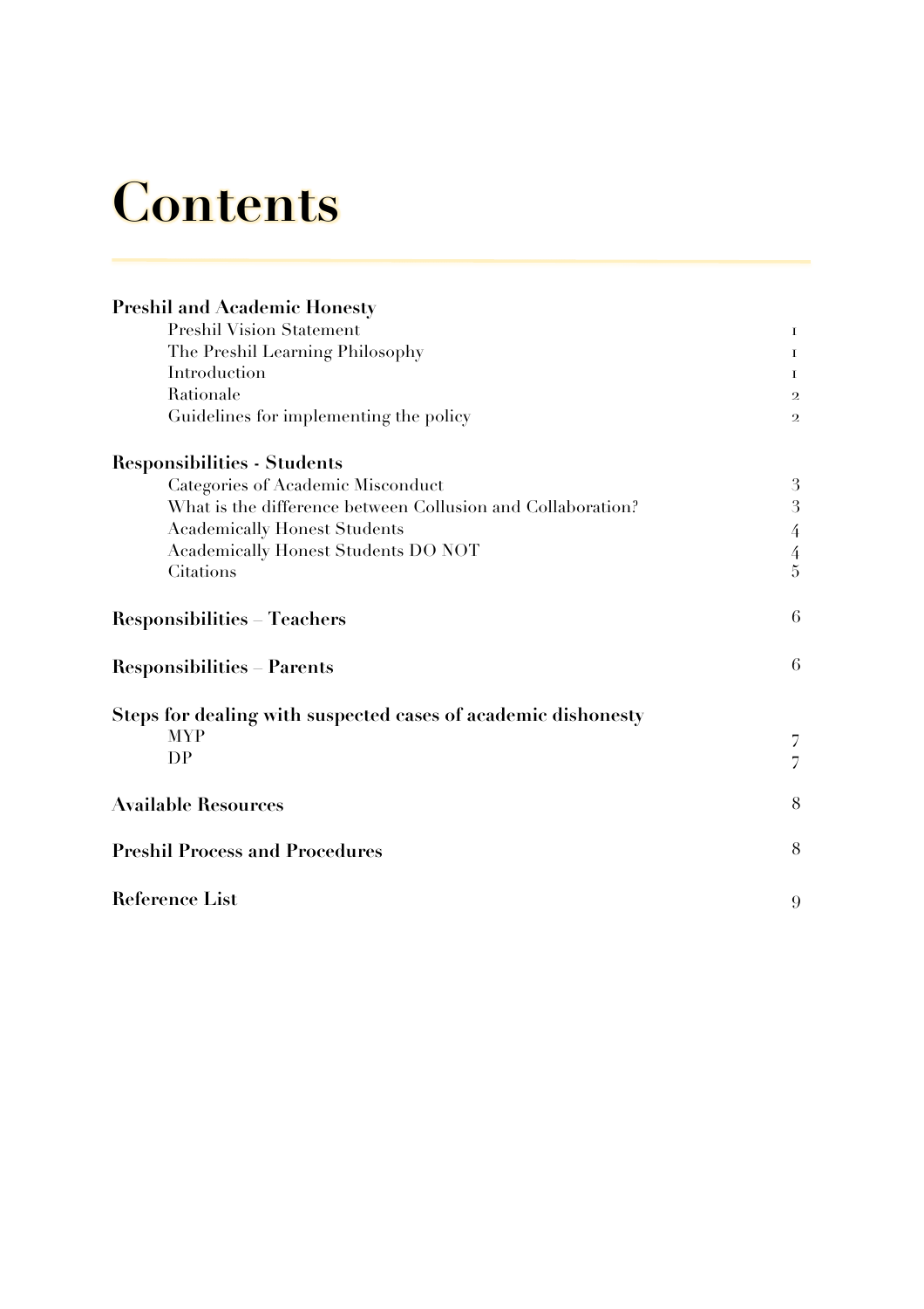# Contents

| | |
|---|---|
| **Preshil and Academic Honesty** | |
| Preshil Vision Statement | 1 |
| The Preshil Learning Philosophy | 1 |
| Introduction | 1 |
| Rationale | 2 |
| Guidelines for implementing the policy | 2 |
| **Responsibilities - Students** | |
| Categories of Academic Misconduct | 3 |
| What is the difference between Collusion and Collaboration? | 3 |
| Academically Honest Students | 4 |
| Academically Honest Students DO NOT | 4 |
| Citations | 5 |
| **Responsibilities – Teachers** | 6 |
| **Responsibilities – Parents** | 6 |
| **Steps for dealing with suspected cases of academic dishonesty** | |
| MYP | 7 |
| DP | 7 |
| **Available Resources** | 8 |
| **Preshil Process and Procedures** | 8 |
| **Reference List** | 9 |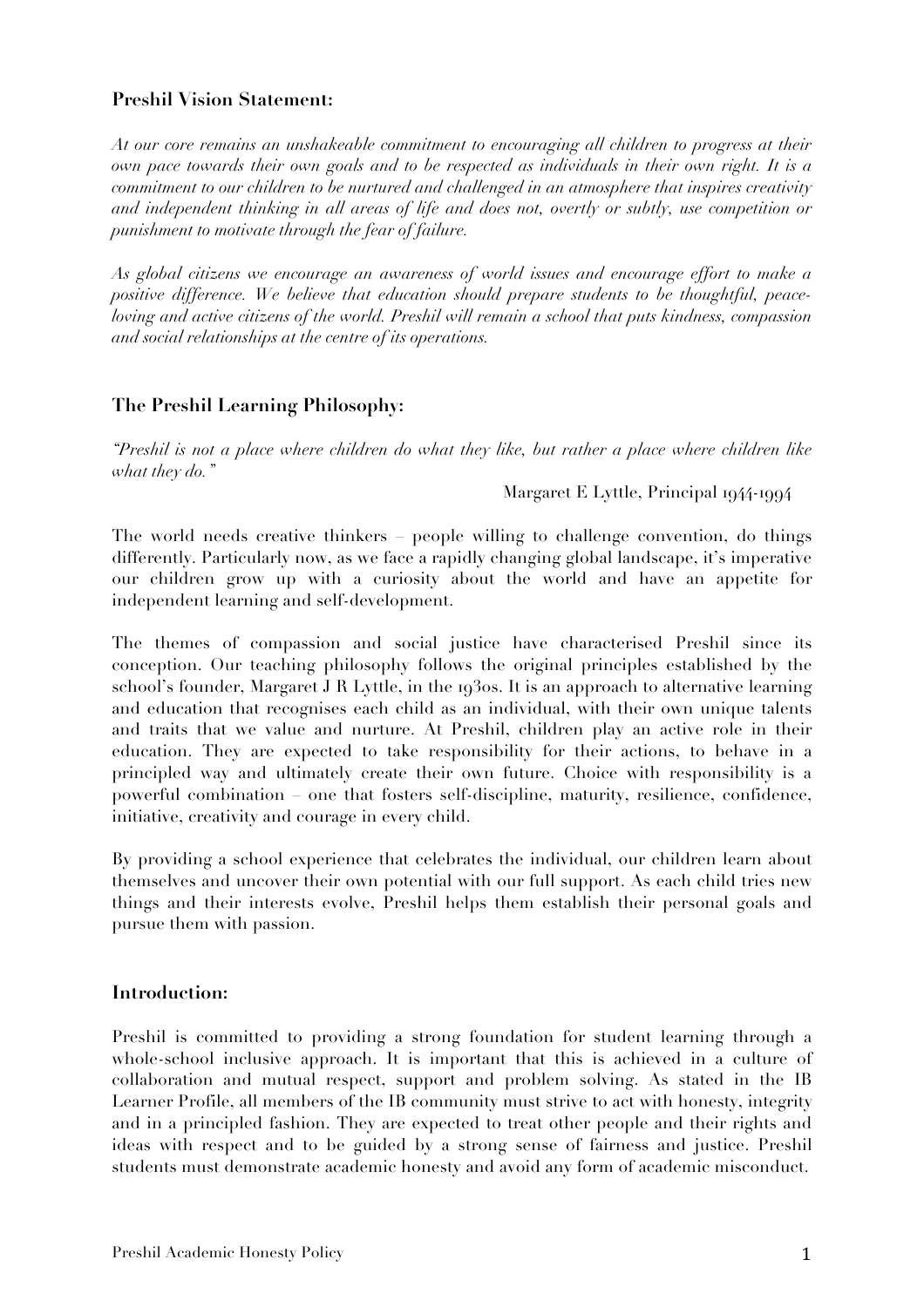## Preshil Vision Statement:

*At our core remains an unshakeable commitment to encouraging all children to progress at their own pace towards their own goals and to be respected as individuals in their own right. It is a commitment to our children to be nurtured and challenged in an atmosphere that inspires creativity and independent thinking in all areas of life and does not, overtly or subtly, use competition or punishment to motivate through the fear of failure.*

*As global citizens we encourage an awareness of world issues and encourage effort to make a positive difference. We believe that education should prepare students to be thoughtful, peace-loving and active citizens of the world. Preshil will remain a school that puts kindness, compassion and social relationships at the centre of its operations.*

## The Preshil Learning Philosophy:

*"Preshil is not a place where children do what they like, but rather a place where children like what they do."*

Margaret E Lyttle, Principal 1944-1994

The world needs creative thinkers – people willing to challenge convention, do things differently. Particularly now, as we face a rapidly changing global landscape, it's imperative our children grow up with a curiosity about the world and have an appetite for independent learning and self-development.

The themes of compassion and social justice have characterised Preshil since its conception. Our teaching philosophy follows the original principles established by the school's founder, Margaret J R Lyttle, in the 1930s. It is an approach to alternative learning and education that recognises each child as an individual, with their own unique talents and traits that we value and nurture. At Preshil, children play an active role in their education. They are expected to take responsibility for their actions, to behave in a principled way and ultimately create their own future. Choice with responsibility is a powerful combination – one that fosters self-discipline, maturity, resilience, confidence, initiative, creativity and courage in every child.

By providing a school experience that celebrates the individual, our children learn about themselves and uncover their own potential with our full support. As each child tries new things and their interests evolve, Preshil helps them establish their personal goals and pursue them with passion.

## Introduction:

Preshil is committed to providing a strong foundation for student learning through a whole-school inclusive approach. It is important that this is achieved in a culture of collaboration and mutual respect, support and problem solving. As stated in the IB Learner Profile, all members of the IB community must strive to act with honesty, integrity and in a principled fashion. They are expected to treat other people and their rights and ideas with respect and to be guided by a strong sense of fairness and justice. Preshil students must demonstrate academic honesty and avoid any form of academic misconduct.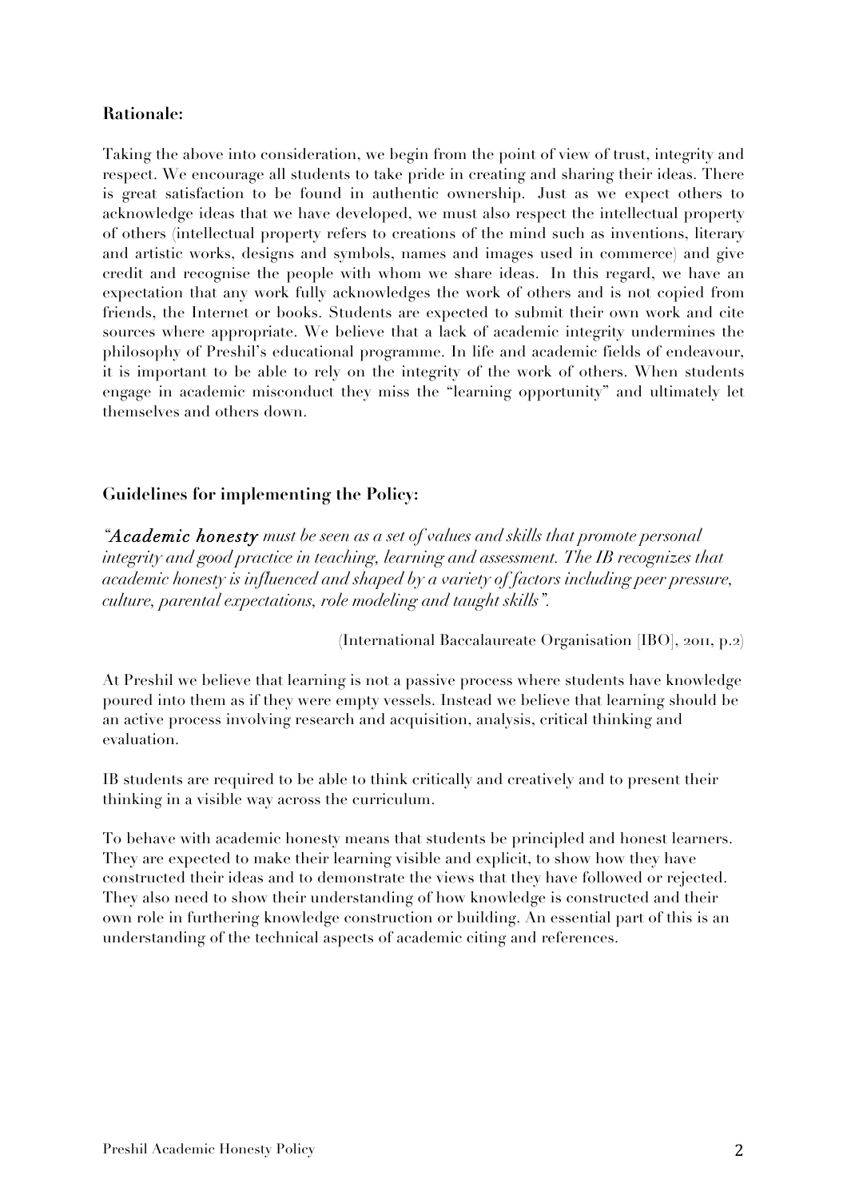**Rationale:**

Taking the above into consideration, we begin from the point of view of trust, integrity and respect. We encourage all students to take pride in creating and sharing their ideas. There is great satisfaction to be found in authentic ownership. Just as we expect others to acknowledge ideas that we have developed, we must also respect the intellectual property of others (intellectual property refers to creations of the mind such as inventions, literary and artistic works, designs and symbols, names and images used in commerce) and give credit and recognise the people with whom we share ideas. In this regard, we have an expectation that any work fully acknowledges the work of others and is not copied from friends, the Internet or books. Students are expected to submit their own work and cite sources where appropriate. We believe that a lack of academic integrity undermines the philosophy of Preshil's educational programme. In life and academic fields of endeavour, it is important to be able to rely on the integrity of the work of others. When students engage in academic misconduct they miss the "learning opportunity" and ultimately let themselves and others down.

**Guidelines for implementing the Policy:**

*"Academic honesty must be seen as a set of values and skills that promote personal integrity and good practice in teaching, learning and assessment. The IB recognizes that academic honesty is influenced and shaped by a variety of factors including peer pressure, culture, parental expectations, role modeling and taught skills".*

(International Baccalaureate Organisation [IBO], 2011, p.2)

At Preshil we believe that learning is not a passive process where students have knowledge poured into them as if they were empty vessels. Instead we believe that learning should be an active process involving research and acquisition, analysis, critical thinking and evaluation.

IB students are required to be able to think critically and creatively and to present their thinking in a visible way across the curriculum.

To behave with academic honesty means that students be principled and honest learners. They are expected to make their learning visible and explicit, to show how they have constructed their ideas and to demonstrate the views that they have followed or rejected. They also need to show their understanding of how knowledge is constructed and their own role in furthering knowledge construction or building. An essential part of this is an understanding of the technical aspects of academic citing and references.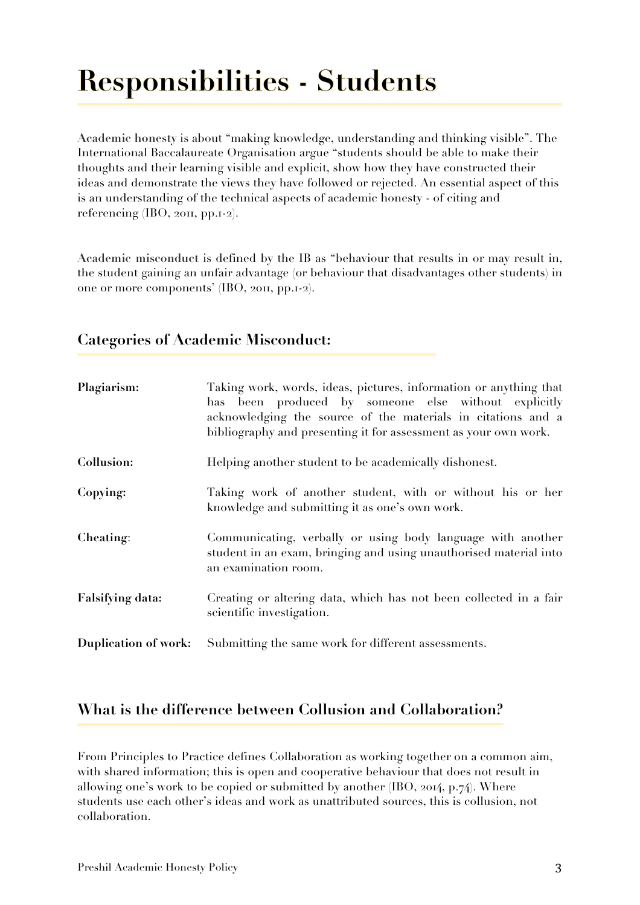# Responsibilities - Students

**Academic honesty** is about "making knowledge, understanding and thinking visible". The International Baccalaureate Organisation argue "students should be able to make their thoughts and their learning visible and explicit, show how they have constructed their ideas and demonstrate the views they have followed or rejected. An essential aspect of this is an understanding of the technical aspects of academic honesty - of citing and referencing (IBO, 2011, pp.1-2).

**Academic misconduct** is defined by the IB as "behaviour that results in or may result in, the student gaining an unfair advantage (or behaviour that disadvantages other students) in one or more components' (IBO, 2011, pp.1-2).

## Categories of Academic Misconduct:

| | |
|---|---|
| **Plagiarism:** | Taking work, words, ideas, pictures, information or anything that has been produced by someone else without explicitly acknowledging the source of the materials in citations and a bibliography and presenting it for assessment as your own work. |
| **Collusion:** | Helping another student to be academically dishonest. |
| **Copying:** | Taking work of another student, with or without his or her knowledge and submitting it as one's own work. |
| **Cheating**: | Communicating, verbally or using body language with another student in an exam, bringing and using unauthorised material into an examination room. |
| **Falsifying data:** | Creating or altering data, which has not been collected in a fair scientific investigation. |
| **Duplication of work:** | Submitting the same work for different assessments. |

## What is the difference between Collusion and Collaboration?

From Principles to Practice defines Collaboration as working together on a common aim, with shared information; this is open and cooperative behaviour that does not result in allowing one's work to be copied or submitted by another (IBO, 2014, p.74). Where students use each other's ideas and work as unattributed sources, this is collusion, not collaboration.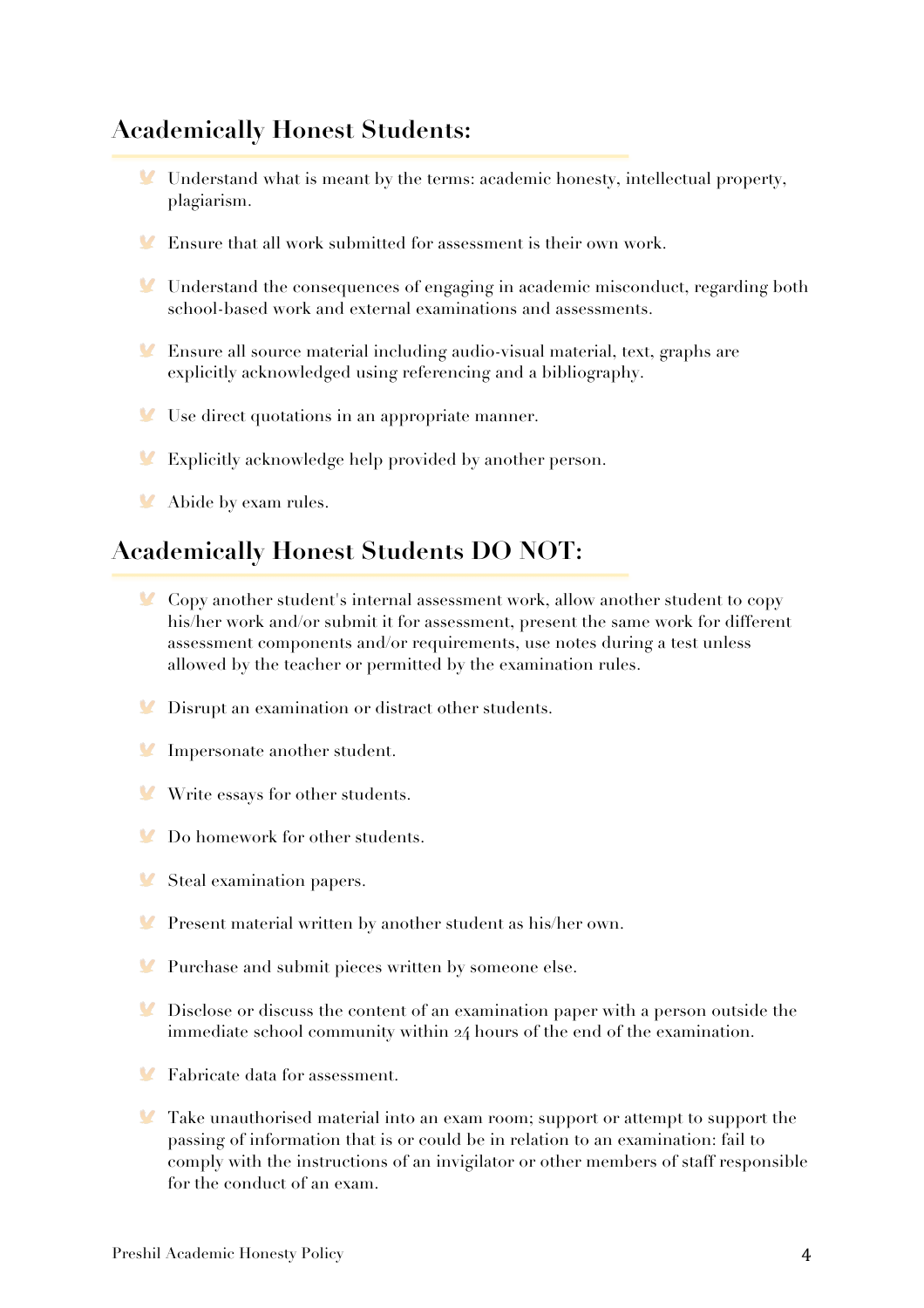## Academically Honest Students:

- Understand what is meant by the terms: academic honesty, intellectual property, plagiarism.
- Ensure that all work submitted for assessment is their own work.
- Understand the consequences of engaging in academic misconduct, regarding both school-based work and external examinations and assessments.
- Ensure all source material including audio-visual material, text, graphs are explicitly acknowledged using referencing and a bibliography.
- Use direct quotations in an appropriate manner.
- Explicitly acknowledge help provided by another person.
- Abide by exam rules.

## Academically Honest Students DO NOT:

- Copy another student's internal assessment work, allow another student to copy his/her work and/or submit it for assessment, present the same work for different assessment components and/or requirements, use notes during a test unless allowed by the teacher or permitted by the examination rules.
- Disrupt an examination or distract other students.
- Impersonate another student.
- Write essays for other students.
- Do homework for other students.
- Steal examination papers.
- Present material written by another student as his/her own.
- Purchase and submit pieces written by someone else.
- Disclose or discuss the content of an examination paper with a person outside the immediate school community within 24 hours of the end of the examination.
- Fabricate data for assessment.
- Take unauthorised material into an exam room; support or attempt to support the passing of information that is or could be in relation to an examination: fail to comply with the instructions of an invigilator or other members of staff responsible for the conduct of an exam.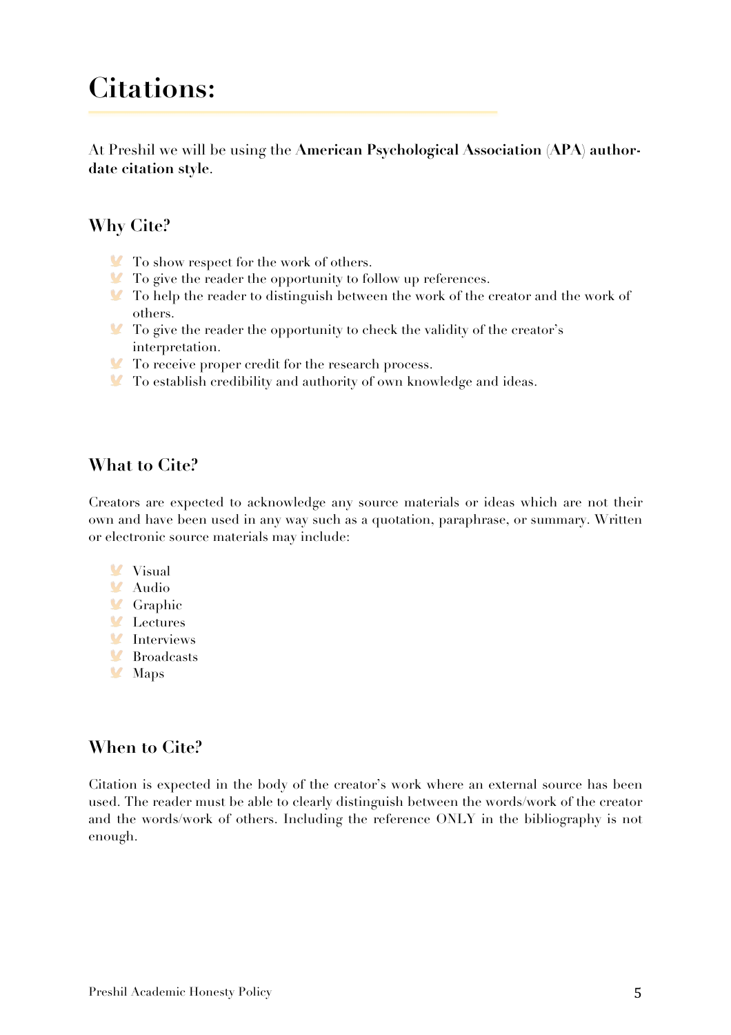# Citations:

At Preshil we will be using the **American Psychological Association** (**APA**) **author-date citation style**.

## Why Cite?

- To show respect for the work of others.
- To give the reader the opportunity to follow up references.
- To help the reader to distinguish between the work of the creator and the work of others.
- To give the reader the opportunity to check the validity of the creator's interpretation.
- To receive proper credit for the research process.
- To establish credibility and authority of own knowledge and ideas.

## What to Cite?

Creators are expected to acknowledge any source materials or ideas which are not their own and have been used in any way such as a quotation, paraphrase, or summary. Written or electronic source materials may include:

- Visual
- Audio
- Graphic
- Lectures
- Interviews
- Broadcasts
- Maps

## When to Cite?

Citation is expected in the body of the creator's work where an external source has been used. The reader must be able to clearly distinguish between the words/work of the creator and the words/work of others. Including the reference ONLY in the bibliography is not enough.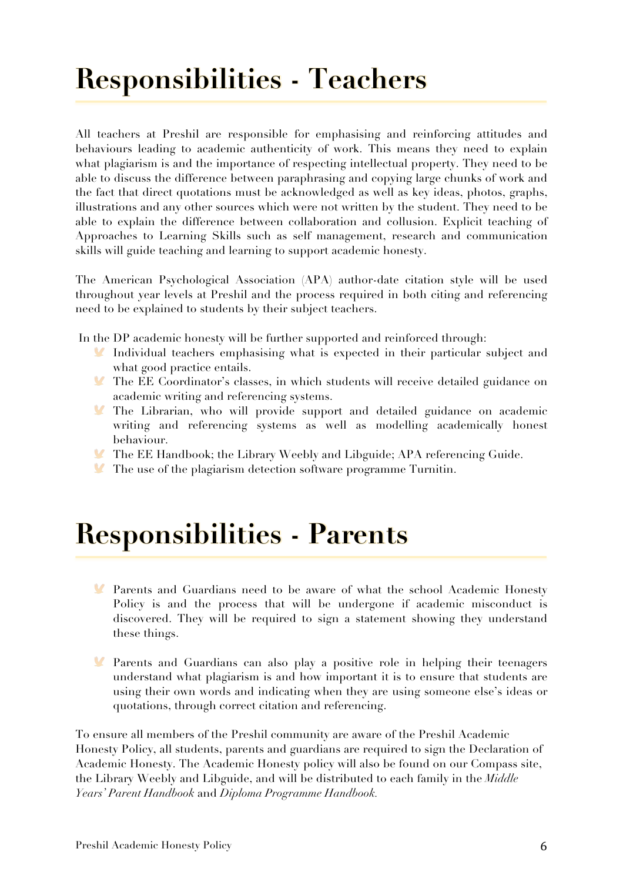# Responsibilities - Teachers

All teachers at Preshil are responsible for emphasising and reinforcing attitudes and behaviours leading to academic authenticity of work. This means they need to explain what plagiarism is and the importance of respecting intellectual property. They need to be able to discuss the difference between paraphrasing and copying large chunks of work and the fact that direct quotations must be acknowledged as well as key ideas, photos, graphs, illustrations and any other sources which were not written by the student. They need to be able to explain the difference between collaboration and collusion. Explicit teaching of Approaches to Learning Skills such as self management, research and communication skills will guide teaching and learning to support academic honesty.

The American Psychological Association (APA) author-date citation style will be used throughout year levels at Preshil and the process required in both citing and referencing need to be explained to students by their subject teachers.

In the DP academic honesty will be further supported and reinforced through:

- Individual teachers emphasising what is expected in their particular subject and what good practice entails.
- The EE Coordinator's classes, in which students will receive detailed guidance on academic writing and referencing systems.
- The Librarian, who will provide support and detailed guidance on academic writing and referencing systems as well as modelling academically honest behaviour.
- The EE Handbook; the Library Weebly and Libguide; APA referencing Guide.
- The use of the plagiarism detection software programme Turnitin.

# Responsibilities - Parents

- Parents and Guardians need to be aware of what the school Academic Honesty Policy is and the process that will be undergone if academic misconduct is discovered. They will be required to sign a statement showing they understand these things.

- Parents and Guardians can also play a positive role in helping their teenagers understand what plagiarism is and how important it is to ensure that students are using their own words and indicating when they are using someone else's ideas or quotations, through correct citation and referencing.

To ensure all members of the Preshil community are aware of the Preshil Academic Honesty Policy, all students, parents and guardians are required to sign the Declaration of Academic Honesty. The Academic Honesty policy will also be found on our Compass site, the Library Weebly and Libguide, and will be distributed to each family in the *Middle Years' Parent Handbook* and *Diploma Programme Handbook.*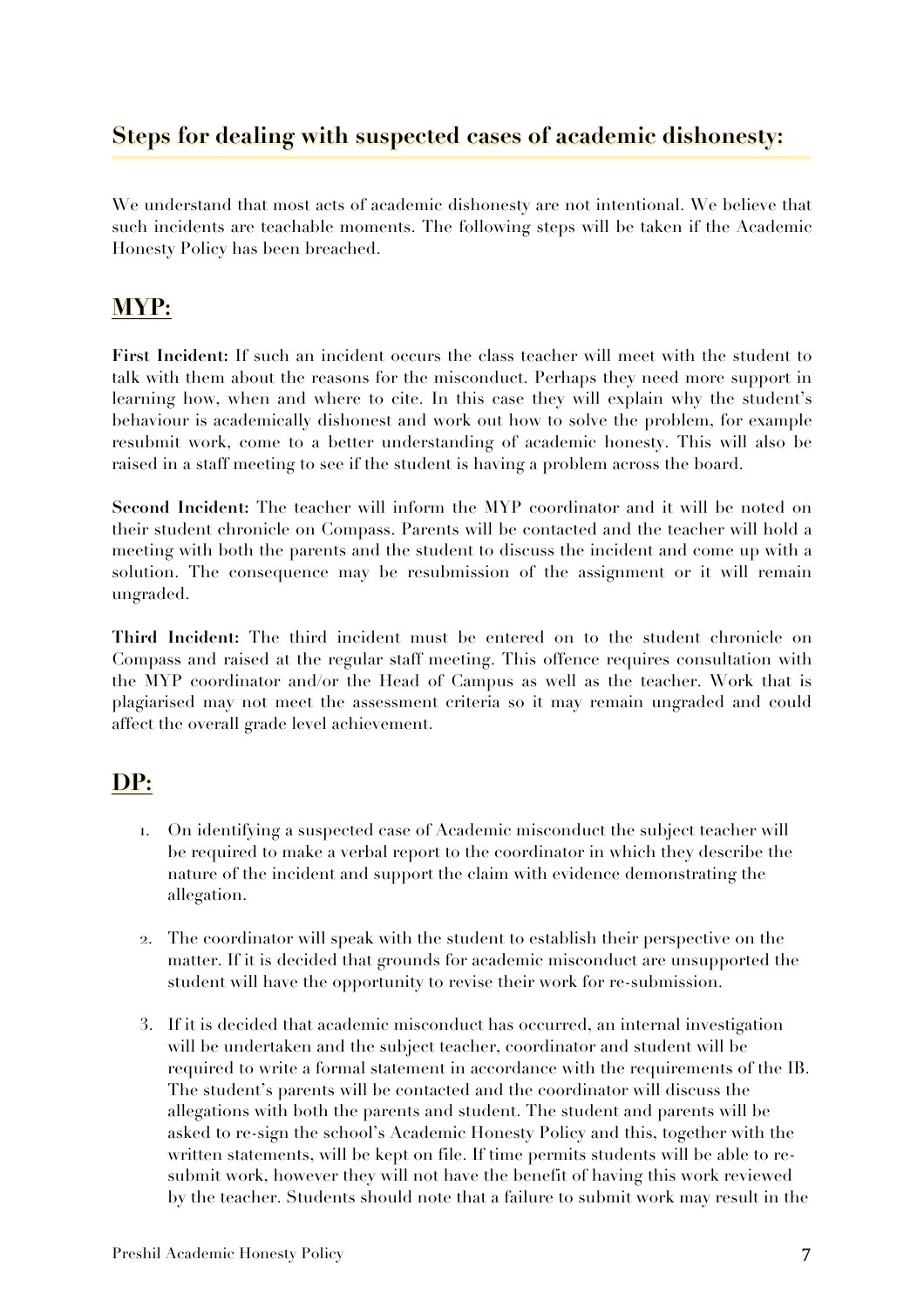## Steps for dealing with suspected cases of academic dishonesty:

We understand that most acts of academic dishonesty are not intentional. We believe that such incidents are teachable moments. The following steps will be taken if the Academic Honesty Policy has been breached.

## MYP:

**First Incident:** If such an incident occurs the class teacher will meet with the student to talk with them about the reasons for the misconduct. Perhaps they need more support in learning how, when and where to cite. In this case they will explain why the student's behaviour is academically dishonest and work out how to solve the problem, for example resubmit work, come to a better understanding of academic honesty. This will also be raised in a staff meeting to see if the student is having a problem across the board.

**Second Incident:** The teacher will inform the MYP coordinator and it will be noted on their student chronicle on Compass. Parents will be contacted and the teacher will hold a meeting with both the parents and the student to discuss the incident and come up with a solution. The consequence may be resubmission of the assignment or it will remain ungraded.

**Third Incident:** The third incident must be entered on to the student chronicle on Compass and raised at the regular staff meeting. This offence requires consultation with the MYP coordinator and/or the Head of Campus as well as the teacher. Work that is plagiarised may not meet the assessment criteria so it may remain ungraded and could affect the overall grade level achievement.

## DP:

1. On identifying a suspected case of Academic misconduct the subject teacher will be required to make a verbal report to the coordinator in which they describe the nature of the incident and support the claim with evidence demonstrating the allegation.

2. The coordinator will speak with the student to establish their perspective on the matter. If it is decided that grounds for academic misconduct are unsupported the student will have the opportunity to revise their work for re-submission.

3. If it is decided that academic misconduct has occurred, an internal investigation will be undertaken and the subject teacher, coordinator and student will be required to write a formal statement in accordance with the requirements of the IB. The student's parents will be contacted and the coordinator will discuss the allegations with both the parents and student. The student and parents will be asked to re-sign the school's Academic Honesty Policy and this, together with the written statements, will be kept on file. If time permits students will be able to re-submit work, however they will not have the benefit of having this work reviewed by the teacher. Students should note that a failure to submit work may result in the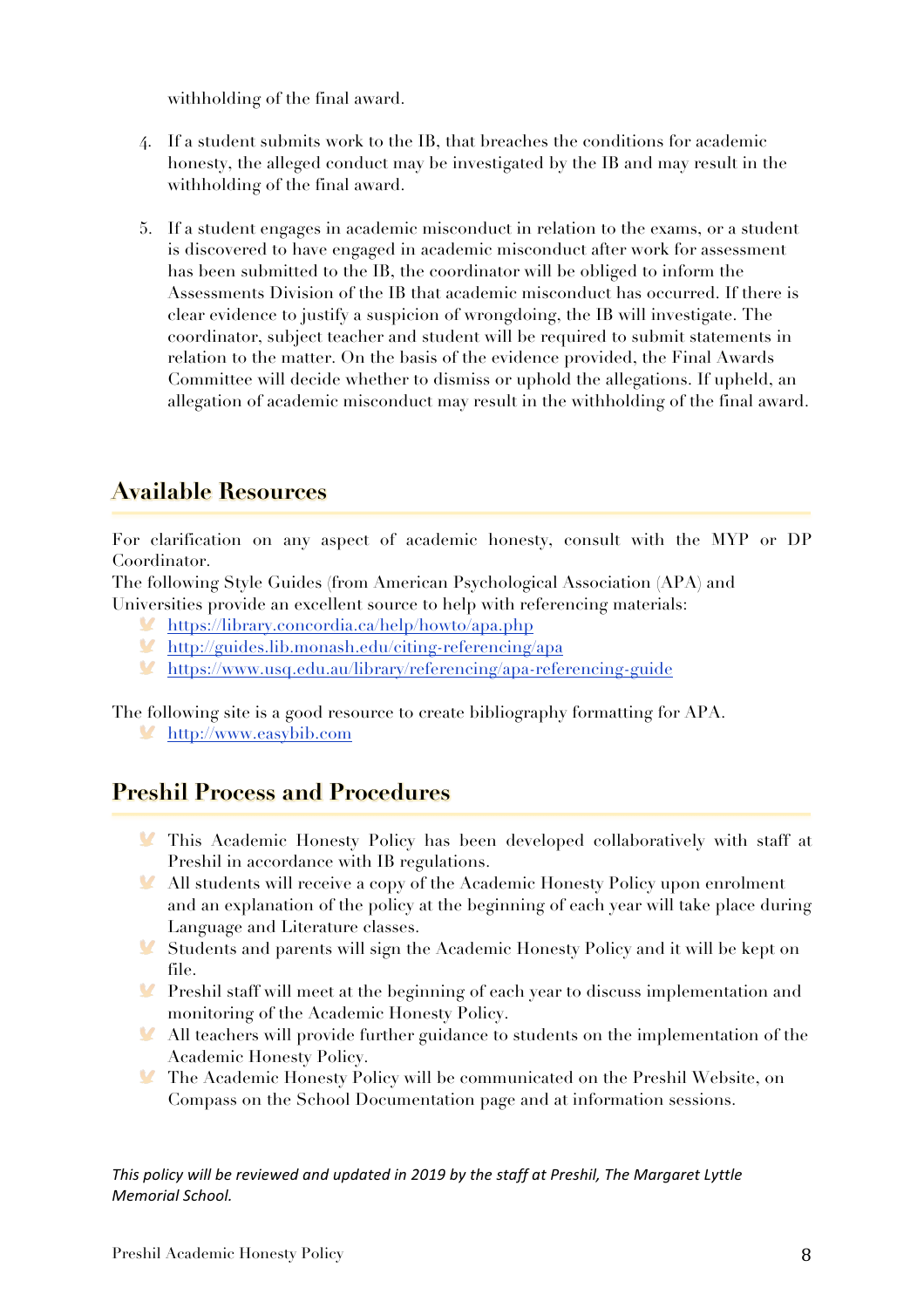withholding of the final award.

4. If a student submits work to the IB, that breaches the conditions for academic honesty, the alleged conduct may be investigated by the IB and may result in the withholding of the final award.

5. If a student engages in academic misconduct in relation to the exams, or a student is discovered to have engaged in academic misconduct after work for assessment has been submitted to the IB, the coordinator will be obliged to inform the Assessments Division of the IB that academic misconduct has occurred. If there is clear evidence to justify a suspicion of wrongdoing, the IB will investigate. The coordinator, subject teacher and student will be required to submit statements in relation to the matter. On the basis of the evidence provided, the Final Awards Committee will decide whether to dismiss or uphold the allegations. If upheld, an allegation of academic misconduct may result in the withholding of the final award.

## Available Resources

For clarification on any aspect of academic honesty, consult with the MYP or DP Coordinator.

The following Style Guides (from American Psychological Association (APA) and Universities provide an excellent source to help with referencing materials:

- https://library.concordia.ca/help/howto/apa.php
- http://guides.lib.monash.edu/citing-referencing/apa
- https://www.usq.edu.au/library/referencing/apa-referencing-guide

The following site is a good resource to create bibliography formatting for APA.

- http://www.easybib.com

## Preshil Process and Procedures

- This Academic Honesty Policy has been developed collaboratively with staff at Preshil in accordance with IB regulations.
- All students will receive a copy of the Academic Honesty Policy upon enrolment and an explanation of the policy at the beginning of each year will take place during Language and Literature classes.
- Students and parents will sign the Academic Honesty Policy and it will be kept on file.
- Preshil staff will meet at the beginning of each year to discuss implementation and monitoring of the Academic Honesty Policy.
- All teachers will provide further guidance to students on the implementation of the Academic Honesty Policy.
- The Academic Honesty Policy will be communicated on the Preshil Website, on Compass on the School Documentation page and at information sessions.

*This policy will be reviewed and updated in 2019 by the staff at Preshil, The Margaret Lyttle Memorial School.*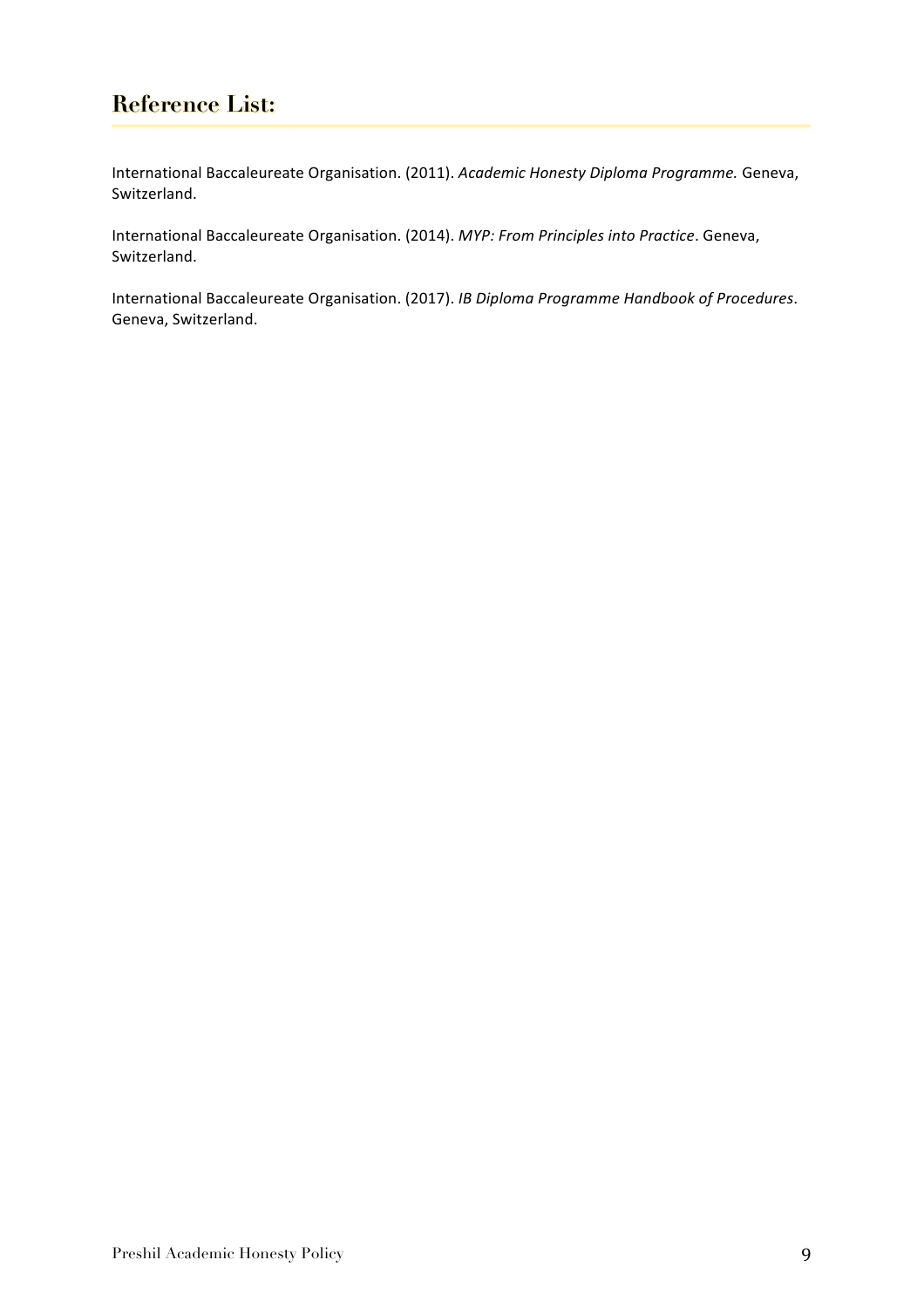## Reference List:

International Baccaleureate Organisation. (2011). *Academic Honesty Diploma Programme.* Geneva, Switzerland.

International Baccaleureate Organisation. (2014). *MYP: From Principles into Practice*. Geneva, Switzerland.

International Baccaleureate Organisation. (2017). *IB Diploma Programme Handbook of Procedures*. Geneva, Switzerland.